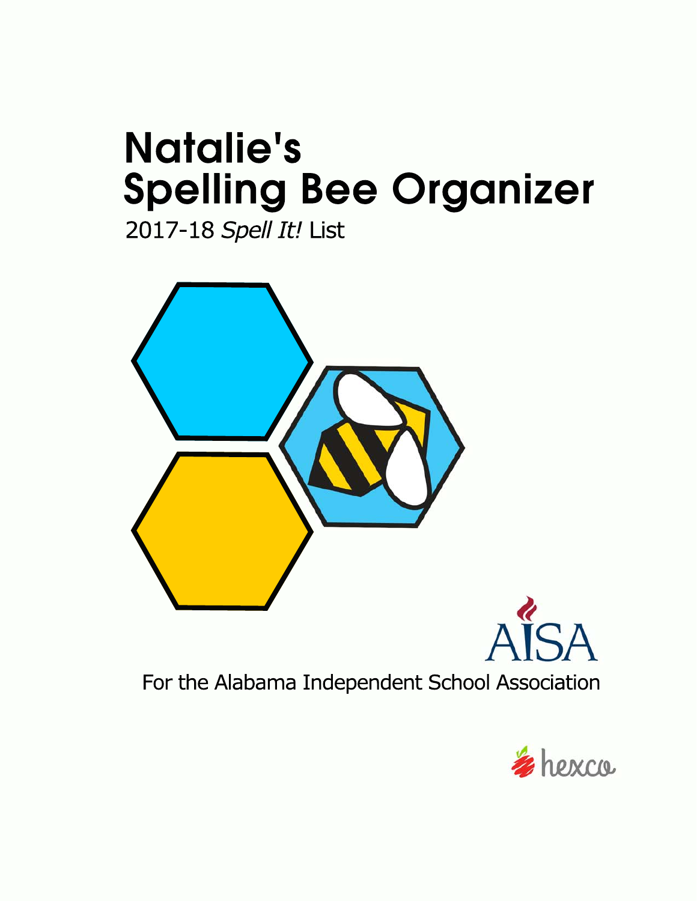# Natalie's Spelling Bee Organizer

2017-18 *Spell It!* List

AISA

For the Alabama Independent School Association

hexco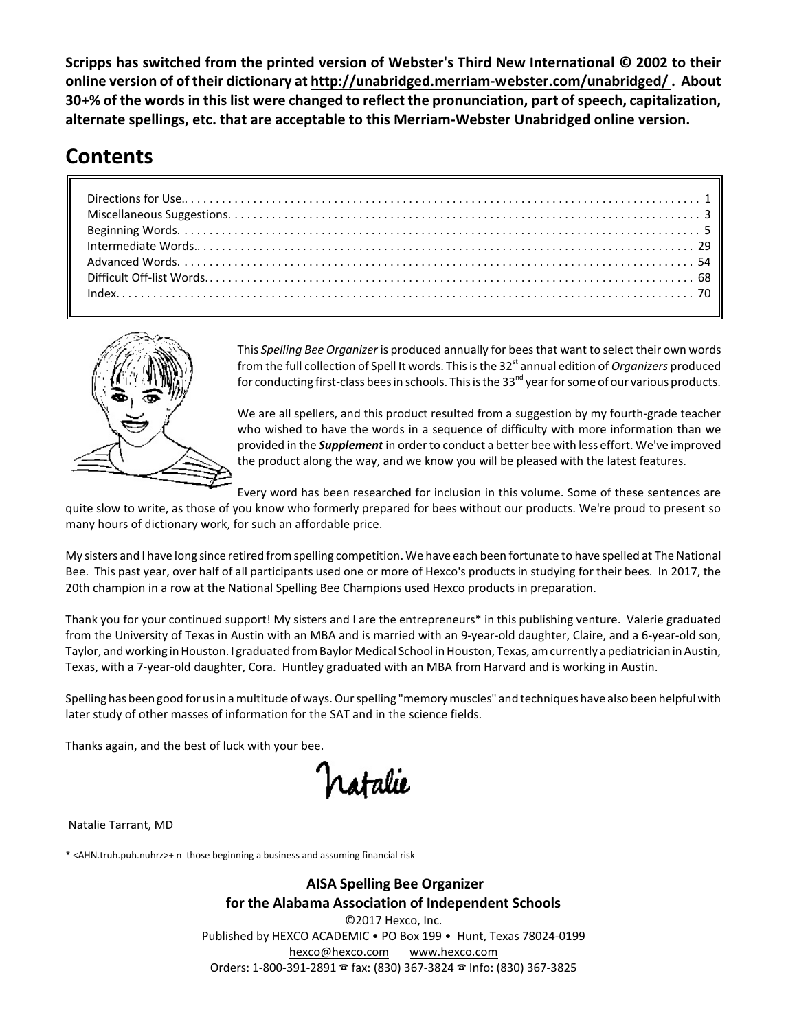**Scripps has switched from the printed version of Webster's Third New International © 2002 to their online version of of their dictionary at http://unabridged.merriam-webster.com/unabridged/ . About 30+% of the words in this list were changed to reflect the pronunciation, part of speech, capitalization, alternate spellings, etc. that are acceptable to this Merriam-Webster Unabridged online version.**

# Contents

| | |
|---|---|
| Directions for Use. | 1 |
| Miscellaneous Suggestions. | 3 |
| Beginning Words. | 5 |
| Intermediate Words. | 29 |
| Advanced Words. | 54 |
| Difficult Off-list Words. | 68 |
| Index. | 70 |

This *Spelling Bee Organizer* is produced annually for bees that want to select their own words from the full collection of Spell It words. This is the 32[st] annual edition of *Organizers* produced for conducting first-class bees in schools. This is the 33[nd] year for some of our various products.

We are all spellers, and this product resulted from a suggestion by my fourth-grade teacher who wished to have the words in a sequence of difficulty with more information than we provided in the ***Supplement*** in order to conduct a better bee with less effort. We've improved the product along the way, and we know you will be pleased with the latest features.

Every word has been researched for inclusion in this volume. Some of these sentences are quite slow to write, as those of you know who formerly prepared for bees without our products. We're proud to present so many hours of dictionary work, for such an affordable price.

My sisters and I have long since retired from spelling competition. We have each been fortunate to have spelled at The National Bee. This past year, over half of all participants used one or more of Hexco's products in studying for their bees. In 2017, the 20th champion in a row at the National Spelling Bee Champions used Hexco products in preparation.

Thank you for your continued support! My sisters and I are the entrepreneurs* in this publishing venture. Valerie graduated from the University of Texas in Austin with an MBA and is married with an 9-year-old daughter, Claire, and a 6-year-old son, Taylor, and working in Houston. I graduated from Baylor Medical School in Houston, Texas, am currently a pediatrician in Austin, Texas, with a 7-year-old daughter, Cora. Huntley graduated with an MBA from Harvard and is working in Austin.

Spelling has been good for us in a multitude of ways. Our spelling "memory muscles" and techniques have also been helpful with later study of other masses of information for the SAT and in the science fields.

Thanks again, and the best of luck with your bee.

Natalie

Natalie Tarrant, MD

\* <AHN.truh.puh.nuhrz>+ n those beginning a business and assuming financial risk

**AISA Spelling Bee Organizer**
**for the Alabama Association of Independent Schools**

©2017 Hexco, Inc.
Published by HEXCO ACADEMIC • PO Box 199 • Hunt, Texas 78024-0199
hexco@hexco.com www.hexco.com
Orders: 1-800-391-2891 ☎ fax: (830) 367-3824 ☎ Info: (830) 367-3825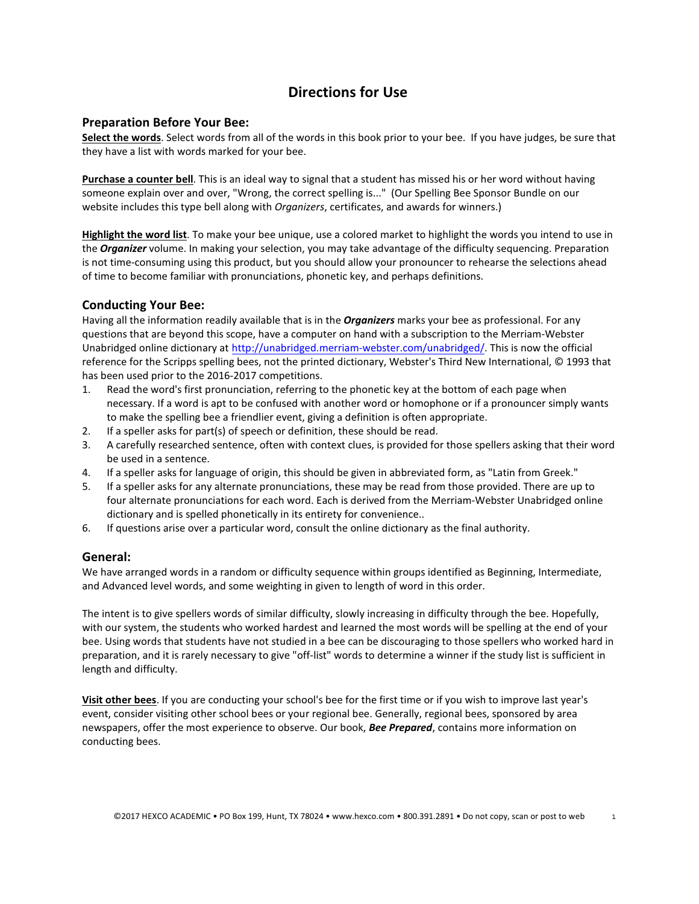# Directions for Use

## Preparation Before Your Bee:

**<u>Select the words</u>**. Select words from all of the words in this book prior to your bee. If you have judges, be sure that they have a list with words marked for your bee.

**<u>Purchase a counter bell</u>**. This is an ideal way to signal that a student has missed his or her word without having someone explain over and over, "Wrong, the correct spelling is..." (Our Spelling Bee Sponsor Bundle on our website includes this type bell along with *Organizers*, certificates, and awards for winners.)

**<u>Highlight the word list</u>**. To make your bee unique, use a colored market to highlight the words you intend to use in the ***Organizer*** volume. In making your selection, you may take advantage of the difficulty sequencing. Preparation is not time-consuming using this product, but you should allow your pronouncer to rehearse the selections ahead of time to become familiar with pronunciations, phonetic key, and perhaps definitions.

## Conducting Your Bee:

Having all the information readily available that is in the ***Organizers*** marks your bee as professional. For any questions that are beyond this scope, have a computer on hand with a subscription to the Merriam-Webster Unabridged online dictionary at http://unabridged.merriam-webster.com/unabridged/. This is now the official reference for the Scripps spelling bees, not the printed dictionary, Webster's Third New International, © 1993 that has been used prior to the 2016-2017 competitions.

1. Read the word's first pronunciation, referring to the phonetic key at the bottom of each page when necessary. If a word is apt to be confused with another word or homophone or if a pronouncer simply wants to make the spelling bee a friendlier event, giving a definition is often appropriate.
2. If a speller asks for part(s) of speech or definition, these should be read.
3. A carefully researched sentence, often with context clues, is provided for those spellers asking that their word be used in a sentence.
4. If a speller asks for language of origin, this should be given in abbreviated form, as "Latin from Greek."
5. If a speller asks for any alternate pronunciations, these may be read from those provided. There are up to four alternate pronunciations for each word. Each is derived from the Merriam-Webster Unabridged online dictionary and is spelled phonetically in its entirety for convenience..
6. If questions arise over a particular word, consult the online dictionary as the final authority.

## General:

We have arranged words in a random or difficulty sequence within groups identified as Beginning, Intermediate, and Advanced level words, and some weighting in given to length of word in this order.

The intent is to give spellers words of similar difficulty, slowly increasing in difficulty through the bee. Hopefully, with our system, the students who worked hardest and learned the most words will be spelling at the end of your bee. Using words that students have not studied in a bee can be discouraging to those spellers who worked hard in preparation, and it is rarely necessary to give "off-list" words to determine a winner if the study list is sufficient in length and difficulty.

**<u>Visit other bees</u>**. If you are conducting your school's bee for the first time or if you wish to improve last year's event, consider visiting other school bees or your regional bee. Generally, regional bees, sponsored by area newspapers, offer the most experience to observe. Our book, ***Bee Prepared***, contains more information on conducting bees.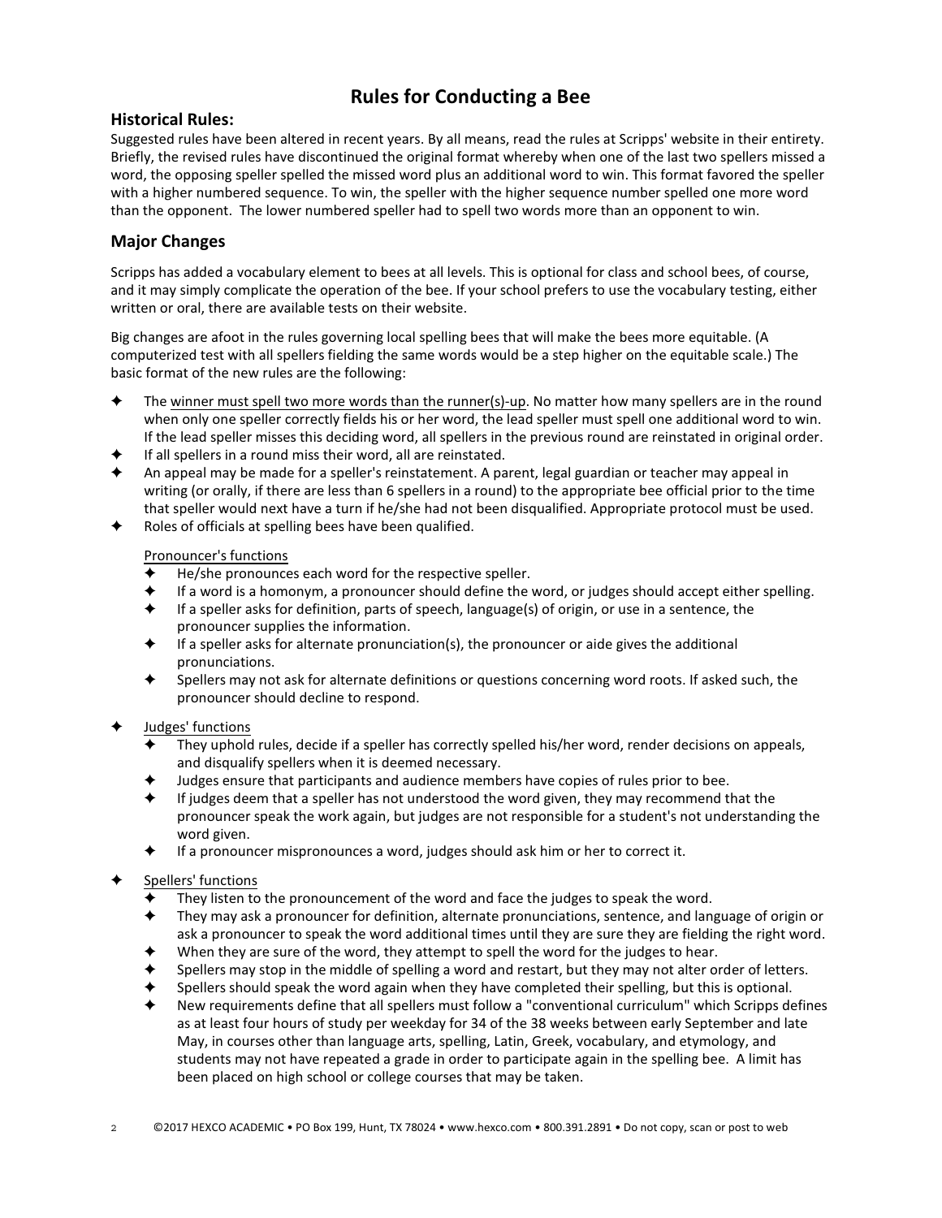# Rules for Conducting a Bee

## Historical Rules:

Suggested rules have been altered in recent years. By all means, read the rules at Scripps' website in their entirety. Briefly, the revised rules have discontinued the original format whereby when one of the last two spellers missed a word, the opposing speller spelled the missed word plus an additional word to win. This format favored the speller with a higher numbered sequence. To win, the speller with the higher sequence number spelled one more word than the opponent. The lower numbered speller had to spell two words more than an opponent to win.

## Major Changes

Scripps has added a vocabulary element to bees at all levels. This is optional for class and school bees, of course, and it may simply complicate the operation of the bee. If your school prefers to use the vocabulary testing, either written or oral, there are available tests on their website.

Big changes are afoot in the rules governing local spelling bees that will make the bees more equitable. (A computerized test with all spellers fielding the same words would be a step higher on the equitable scale.) The basic format of the new rules are the following:

- The <u>winner must spell two more words than the runner(s)-up</u>. No matter how many spellers are in the round when only one speller correctly fields his or her word, the lead speller must spell one additional word to win. If the lead speller misses this deciding word, all spellers in the previous round are reinstated in original order.
- If all spellers in a round miss their word, all are reinstated.
- An appeal may be made for a speller's reinstatement. A parent, legal guardian or teacher may appeal in writing (or orally, if there are less than 6 spellers in a round) to the appropriate bee official prior to the time that speller would next have a turn if he/she had not been disqualified. Appropriate protocol must be used.
- Roles of officials at spelling bees have been qualified.

  <u>Pronouncer's functions</u>
  - He/she pronounces each word for the respective speller.
  - If a word is a homonym, a pronouncer should define the word, or judges should accept either spelling.
  - If a speller asks for definition, parts of speech, language(s) of origin, or use in a sentence, the pronouncer supplies the information.
  - If a speller asks for alternate pronunciation(s), the pronouncer or aide gives the additional pronunciations.
  - Spellers may not ask for alternate definitions or questions concerning word roots. If asked such, the pronouncer should decline to respond.

- <u>Judges' functions</u>
  - They uphold rules, decide if a speller has correctly spelled his/her word, render decisions on appeals, and disqualify spellers when it is deemed necessary.
  - Judges ensure that participants and audience members have copies of rules prior to bee.
  - If judges deem that a speller has not understood the word given, they may recommend that the pronouncer speak the work again, but judges are not responsible for a student's not understanding the word given.
  - If a pronouncer mispronounces a word, judges should ask him or her to correct it.

- <u>Spellers' functions</u>
  - They listen to the pronouncement of the word and face the judges to speak the word.
  - They may ask a pronouncer for definition, alternate pronunciations, sentence, and language of origin or ask a pronouncer to speak the word additional times until they are sure they are fielding the right word.
  - When they are sure of the word, they attempt to spell the word for the judges to hear.
  - Spellers may stop in the middle of spelling a word and restart, but they may not alter order of letters.
  - Spellers should speak the word again when they have completed their spelling, but this is optional.
  - New requirements define that all spellers must follow a "conventional curriculum" which Scripps defines as at least four hours of study per weekday for 34 of the 38 weeks between early September and late May, in courses other than language arts, spelling, Latin, Greek, vocabulary, and etymology, and students may not have repeated a grade in order to participate again in the spelling bee. A limit has been placed on high school or college courses that may be taken.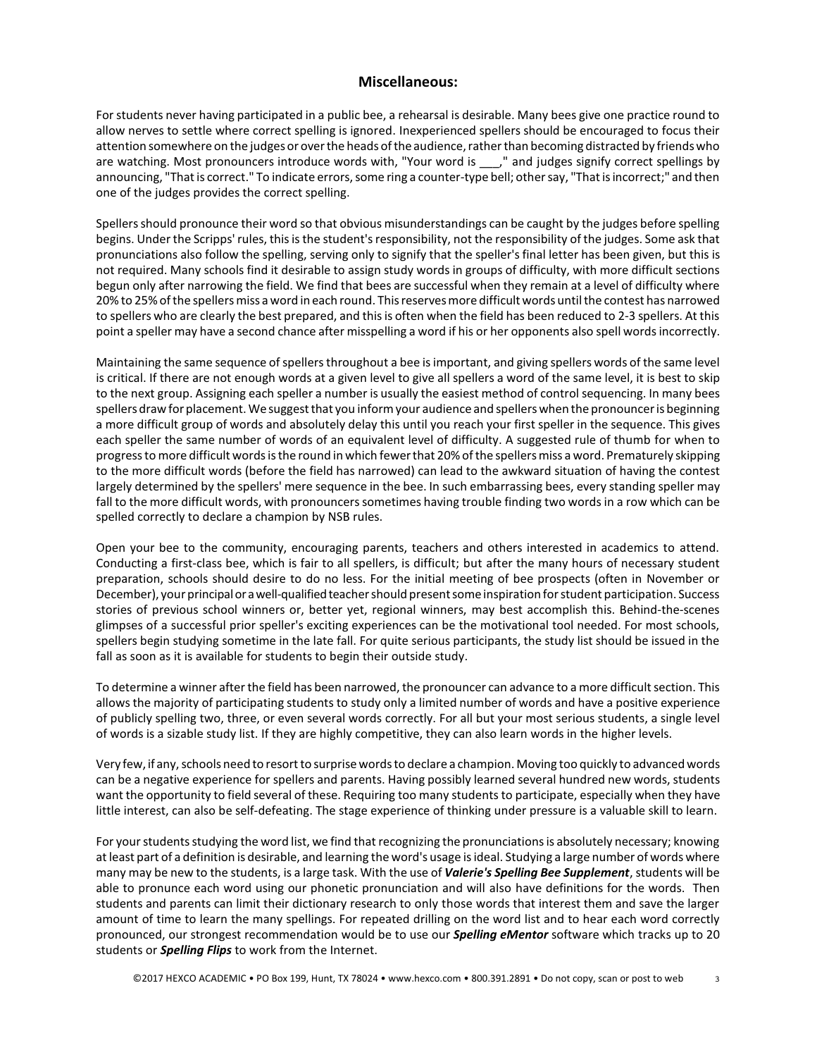## Miscellaneous:

For students never having participated in a public bee, a rehearsal is desirable. Many bees give one practice round to allow nerves to settle where correct spelling is ignored. Inexperienced spellers should be encouraged to focus their attention somewhere on the judges or over the heads of the audience, rather than becoming distracted by friends who are watching. Most pronouncers introduce words with, "Your word is ___," and judges signify correct spellings by announcing, "That is correct." To indicate errors, some ring a counter-type bell; other say, "That is incorrect;" and then one of the judges provides the correct spelling.

Spellers should pronounce their word so that obvious misunderstandings can be caught by the judges before spelling begins. Under the Scripps' rules, this is the student's responsibility, not the responsibility of the judges. Some ask that pronunciations also follow the spelling, serving only to signify that the speller's final letter has been given, but this is not required. Many schools find it desirable to assign study words in groups of difficulty, with more difficult sections begun only after narrowing the field. We find that bees are successful when they remain at a level of difficulty where 20% to 25% of the spellers miss a word in each round. This reserves more difficult words until the contest has narrowed to spellers who are clearly the best prepared, and this is often when the field has been reduced to 2-3 spellers. At this point a speller may have a second chance after misspelling a word if his or her opponents also spell words incorrectly.

Maintaining the same sequence of spellers throughout a bee is important, and giving spellers words of the same level is critical. If there are not enough words at a given level to give all spellers a word of the same level, it is best to skip to the next group. Assigning each speller a number is usually the easiest method of control sequencing. In many bees spellers draw for placement. We suggest that you inform your audience and spellers when the pronouncer is beginning a more difficult group of words and absolutely delay this until you reach your first speller in the sequence. This gives each speller the same number of words of an equivalent level of difficulty. A suggested rule of thumb for when to progress to more difficult words is the round in which fewer that 20% of the spellers miss a word. Prematurely skipping to the more difficult words (before the field has narrowed) can lead to the awkward situation of having the contest largely determined by the spellers' mere sequence in the bee. In such embarrassing bees, every standing speller may fall to the more difficult words, with pronouncers sometimes having trouble finding two words in a row which can be spelled correctly to declare a champion by NSB rules.

Open your bee to the community, encouraging parents, teachers and others interested in academics to attend. Conducting a first-class bee, which is fair to all spellers, is difficult; but after the many hours of necessary student preparation, schools should desire to do no less. For the initial meeting of bee prospects (often in November or December), your principal or a well-qualified teacher should present some inspiration for student participation. Success stories of previous school winners or, better yet, regional winners, may best accomplish this. Behind-the-scenes glimpses of a successful prior speller's exciting experiences can be the motivational tool needed. For most schools, spellers begin studying sometime in the late fall. For quite serious participants, the study list should be issued in the fall as soon as it is available for students to begin their outside study.

To determine a winner after the field has been narrowed, the pronouncer can advance to a more difficult section. This allows the majority of participating students to study only a limited number of words and have a positive experience of publicly spelling two, three, or even several words correctly. For all but your most serious students, a single level of words is a sizable study list. If they are highly competitive, they can also learn words in the higher levels.

Very few, if any, schools need to resort to surprise words to declare a champion. Moving too quickly to advanced words can be a negative experience for spellers and parents. Having possibly learned several hundred new words, students want the opportunity to field several of these. Requiring too many students to participate, especially when they have little interest, can also be self-defeating. The stage experience of thinking under pressure is a valuable skill to learn.

For your students studying the word list, we find that recognizing the pronunciations is absolutely necessary; knowing at least part of a definition is desirable, and learning the word's usage is ideal. Studying a large number of words where many may be new to the students, is a large task. With the use of ***Valerie's Spelling Bee Supplement***, students will be able to pronounce each word using our phonetic pronunciation and will also have definitions for the words. Then students and parents can limit their dictionary research to only those words that interest them and save the larger amount of time to learn the many spellings. For repeated drilling on the word list and to hear each word correctly pronounced, our strongest recommendation would be to use our ***Spelling eMentor*** software which tracks up to 20 students or ***Spelling Flips*** to work from the Internet.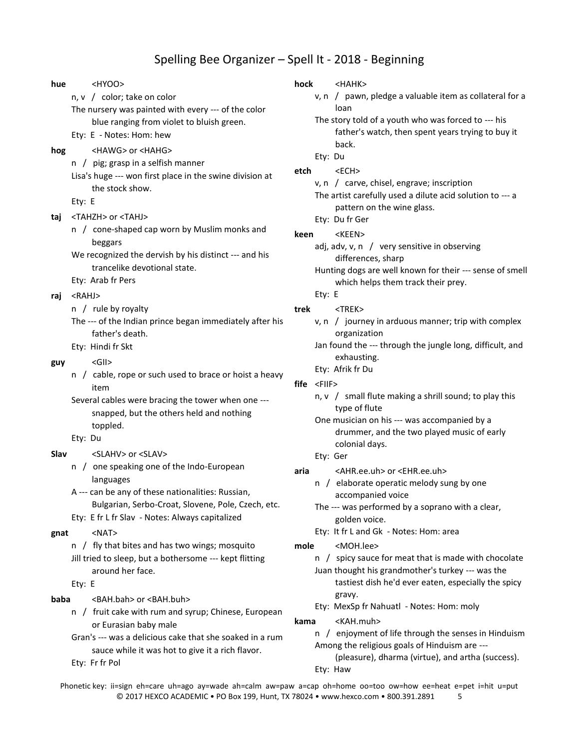# Spelling Bee Organizer – Spell It - 2018 - Beginning

**hue** <HYOO>

n, v / color; take on color

The nursery was painted with every --- of the color blue ranging from violet to bluish green.

Ety: E - Notes: Hom: hew

**hog** <HAWG> or <HAHG>

n / pig; grasp in a selfish manner

Lisa's huge --- won first place in the swine division at the stock show.

Ety: E

**taj** <TAHZH> or <TAHJ>

n / cone-shaped cap worn by Muslim monks and beggars

We recognized the dervish by his distinct --- and his trancelike devotional state.

Ety: Arab fr Pers

**raj** <RAHJ>

n / rule by royalty

The --- of the Indian prince began immediately after his father's death.

Ety: Hindi fr Skt

**guy** <GII>

n / cable, rope or such used to brace or hoist a heavy item

Several cables were bracing the tower when one --- snapped, but the others held and nothing toppled.

Ety: Du

**Slav** <SLAHV> or <SLAV>

n / one speaking one of the Indo-European languages

A --- can be any of these nationalities: Russian, Bulgarian, Serbo-Croat, Slovene, Pole, Czech, etc.

Ety: E fr L fr Slav - Notes: Always capitalized

**gnat** <NAT>

n / fly that bites and has two wings; mosquito

Jill tried to sleep, but a bothersome --- kept flitting around her face.

Ety: E

**baba** <BAH.bah> or <BAH.buh>

n / fruit cake with rum and syrup; Chinese, European or Eurasian baby male

Gran's --- was a delicious cake that she soaked in a rum sauce while it was hot to give it a rich flavor.

Ety: Fr fr Pol

**hock** <HAHK>

v, n / pawn, pledge a valuable item as collateral for a loan

The story told of a youth who was forced to --- his father's watch, then spent years trying to buy it back.

Ety: Du

**etch** <ECH>

v, n / carve, chisel, engrave; inscription

The artist carefully used a dilute acid solution to --- a pattern on the wine glass.

Ety: Du fr Ger

**keen** <KEEN>

adj, adv, v, n / very sensitive in observing differences, sharp

Hunting dogs are well known for their --- sense of smell which helps them track their prey.

Ety: E

**trek** <TREK>

v, n / journey in arduous manner; trip with complex organization

Jan found the --- through the jungle long, difficult, and exhausting.

Ety: Afrik fr Du

**fife** <FIIF>

n, v / small flute making a shrill sound; to play this type of flute

One musician on his --- was accompanied by a drummer, and the two played music of early colonial days.

Ety: Ger

**aria** <AHR.ee.uh> or <EHR.ee.uh>

n / elaborate operatic melody sung by one accompanied voice

The --- was performed by a soprano with a clear, golden voice.

Ety: It fr L and Gk - Notes: Hom: area

**mole** <MOH.lee>

n / spicy sauce for meat that is made with chocolate

Juan thought his grandmother's turkey --- was the tastiest dish he'd ever eaten, especially the spicy gravy.

Ety: MexSp fr Nahuatl - Notes: Hom: moly

**kama** <KAH.muh>

n / enjoyment of life through the senses in Hinduism

Among the religious goals of Hinduism are --- (pleasure), dharma (virtue), and artha (success).

Ety: Haw

Phonetic key: ii=sign eh=care uh=ago ay=wade ah=calm aw=paw a=cap oh=home oo=too ow=how ee=heat e=pet i=hit u=put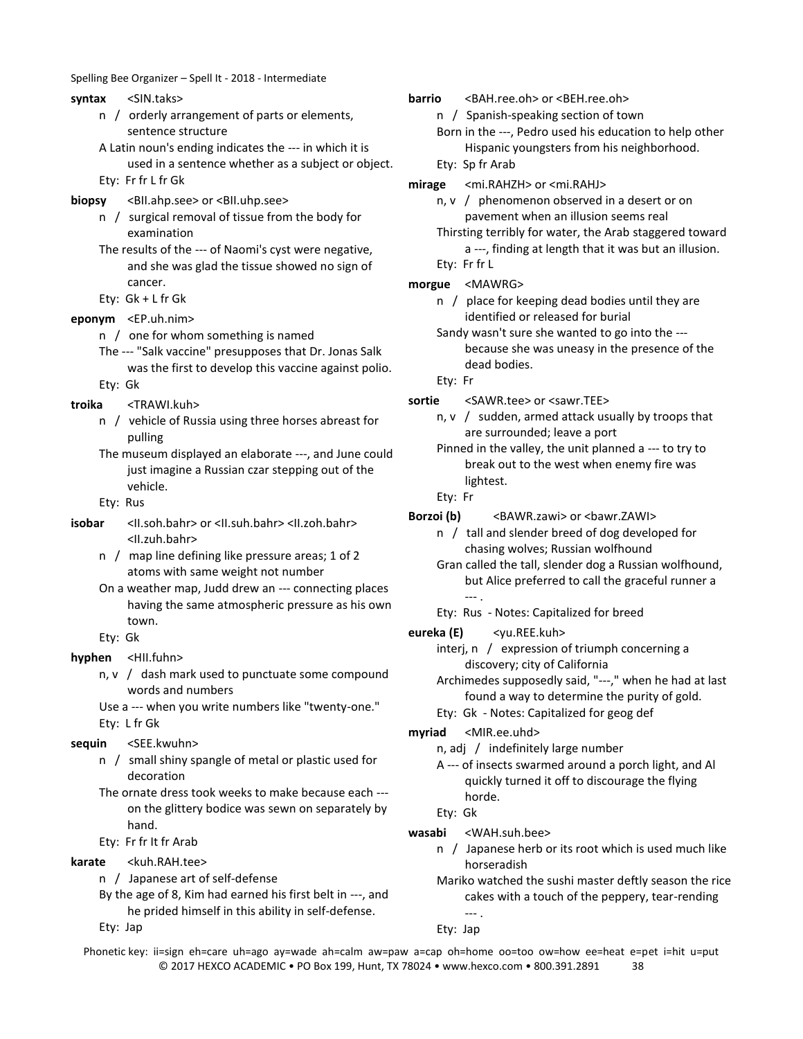**syntax** <SIN.taks>

n / orderly arrangement of parts or elements, sentence structure

A Latin noun's ending indicates the --- in which it is used in a sentence whether as a subject or object.

Ety: Fr fr L fr Gk

**biopsy** <BII.ahp.see> or <BII.uhp.see>

n / surgical removal of tissue from the body for examination

The results of the --- of Naomi's cyst were negative, and she was glad the tissue showed no sign of cancer.

Ety: Gk + L fr Gk

**eponym** <EP.uh.nim>

n / one for whom something is named

The --- "Salk vaccine" presupposes that Dr. Jonas Salk was the first to develop this vaccine against polio.

Ety: Gk

**troika** <TRAWI.kuh>

n / vehicle of Russia using three horses abreast for pulling

The museum displayed an elaborate ---, and June could just imagine a Russian czar stepping out of the vehicle.

Ety: Rus

**isobar** <II.soh.bahr> or <II.suh.bahr> <II.zoh.bahr> <II.zuh.bahr>

n / map line defining like pressure areas; 1 of 2 atoms with same weight not number

On a weather map, Judd drew an --- connecting places having the same atmospheric pressure as his own town.

Ety: Gk

**hyphen** <HII.fuhn>

n, v / dash mark used to punctuate some compound words and numbers

Use a --- when you write numbers like "twenty-one."

Ety: L fr Gk

**sequin** <SEE.kwuhn>

n / small shiny spangle of metal or plastic used for decoration

The ornate dress took weeks to make because each --- on the glittery bodice was sewn on separately by hand.

Ety: Fr fr It fr Arab

**karate** <kuh.RAH.tee>

n / Japanese art of self-defense

By the age of 8, Kim had earned his first belt in ---, and he prided himself in this ability in self-defense.

Ety: Jap

**barrio** <BAH.ree.oh> or <BEH.ree.oh>

n / Spanish-speaking section of town

Born in the ---, Pedro used his education to help other Hispanic youngsters from his neighborhood.

Ety: Sp fr Arab

**mirage** <mi.RAHZH> or <mi.RAHJ>

n, v / phenomenon observed in a desert or on pavement when an illusion seems real

Thirsting terribly for water, the Arab staggered toward a ---, finding at length that it was but an illusion.

Ety: Fr fr L

**morgue** <MAWRG>

n / place for keeping dead bodies until they are identified or released for burial

Sandy wasn't sure she wanted to go into the --- because she was uneasy in the presence of the dead bodies.

Ety: Fr

**sortie** <SAWR.tee> or <sawr.TEE>

n, v / sudden, armed attack usually by troops that are surrounded; leave a port

Pinned in the valley, the unit planned a --- to try to break out to the west when enemy fire was lightest.

Ety: Fr

**Borzoi (b)** <BAWR.zawi> or <bawr.ZAWI>

n / tall and slender breed of dog developed for chasing wolves; Russian wolfhound

Gran called the tall, slender dog a Russian wolfhound, but Alice preferred to call the graceful runner a --- .

Ety: Rus - Notes: Capitalized for breed

**eureka (E)** <yu.REE.kuh>

interj, n / expression of triumph concerning a discovery; city of California

Archimedes supposedly said, "---," when he had at last found a way to determine the purity of gold.

Ety: Gk - Notes: Capitalized for geog def

**myriad** <MIR.ee.uhd>

n, adj / indefinitely large number

A --- of insects swarmed around a porch light, and Al quickly turned it off to discourage the flying horde.

Ety: Gk

**wasabi** <WAH.suh.bee>

n / Japanese herb or its root which is used much like horseradish

Mariko watched the sushi master deftly season the rice cakes with a touch of the peppery, tear-rending --- .

Ety: Jap

Phonetic key: ii=sign eh=care uh=ago ay=wade ah=calm aw=paw a=cap oh=home oo=too ow=how ee=heat e=pet i=hit u=put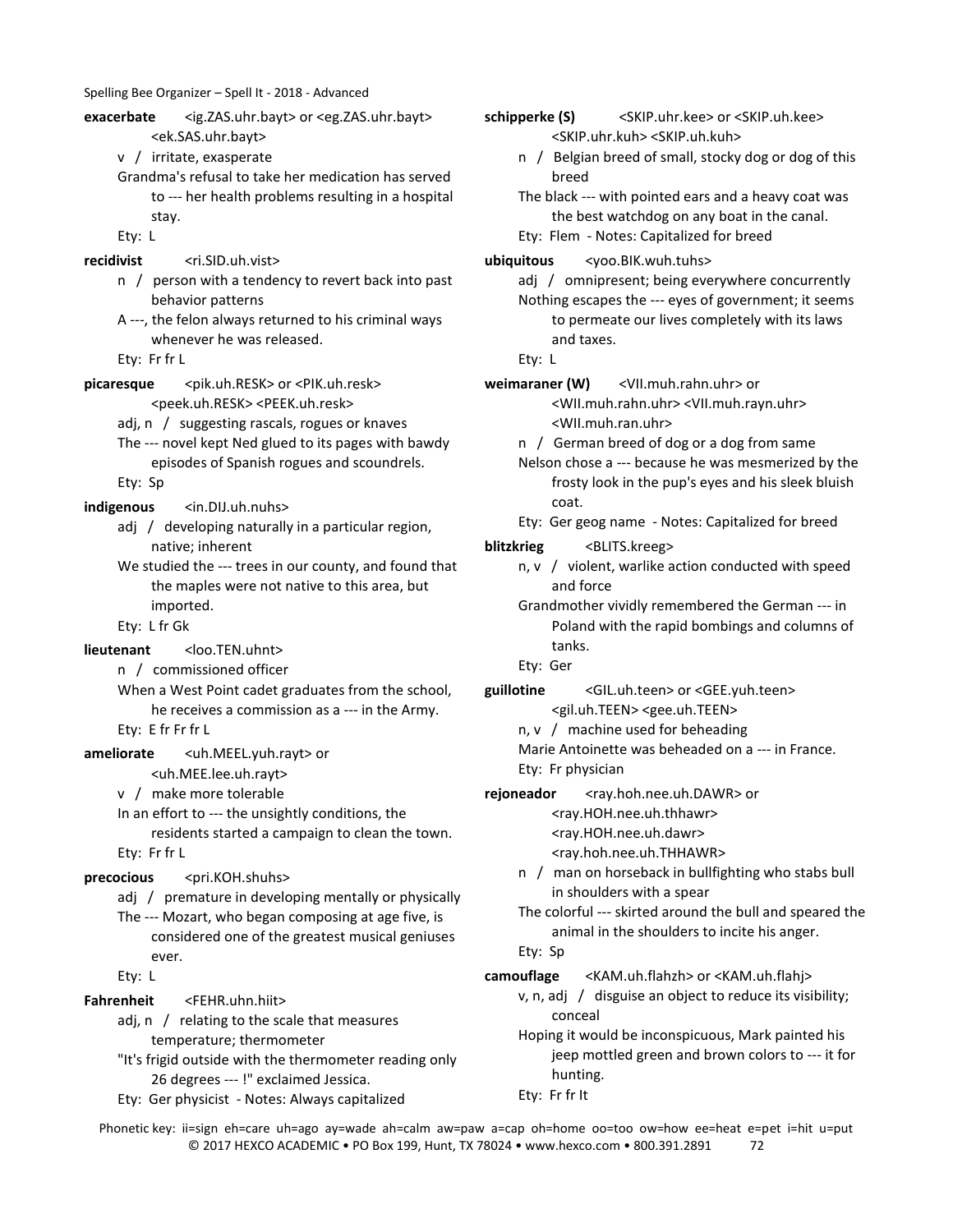**exacerbate** <ig.ZAS.uhr.bayt> or <eg.ZAS.uhr.bayt> <ek.SAS.uhr.bayt>

v / irritate, exasperate

Grandma's refusal to take her medication has served to --- her health problems resulting in a hospital stay.

Ety: L

**recidivist** <ri.SID.uh.vist>

n / person with a tendency to revert back into past behavior patterns

A ---, the felon always returned to his criminal ways whenever he was released.

Ety: Fr fr L

**picaresque** <pik.uh.RESK> or <PIK.uh.resk> <peek.uh.RESK> <PEEK.uh.resk>

adj, n / suggesting rascals, rogues or knaves

The --- novel kept Ned glued to its pages with bawdy episodes of Spanish rogues and scoundrels.

Ety: Sp

**indigenous** <in.DIJ.uh.nuhs>

adj / developing naturally in a particular region, native; inherent

We studied the --- trees in our county, and found that the maples were not native to this area, but imported.

Ety: L fr Gk

**lieutenant** <loo.TEN.uhnt>

n / commissioned officer

When a West Point cadet graduates from the school, he receives a commission as a --- in the Army.

Ety: E fr Fr fr L

**ameliorate** <uh.MEEL.yuh.rayt> or <uh.MEE.lee.uh.rayt>

v / make more tolerable

In an effort to --- the unsightly conditions, the residents started a campaign to clean the town.

Ety: Fr fr L

**precocious** <pri.KOH.shuhs>

adj / premature in developing mentally or physically

The --- Mozart, who began composing at age five, is considered one of the greatest musical geniuses ever.

Ety: L

**Fahrenheit** <FEHR.uhn.hiit>

adj, n / relating to the scale that measures temperature; thermometer

"It's frigid outside with the thermometer reading only 26 degrees --- !" exclaimed Jessica.

Ety: Ger physicist - Notes: Always capitalized

**schipperke (S)** <SKIP.uhr.kee> or <SKIP.uh.kee> <SKIP.uhr.kuh> <SKIP.uh.kuh>

n / Belgian breed of small, stocky dog or dog of this breed

The black --- with pointed ears and a heavy coat was the best watchdog on any boat in the canal.

Ety: Flem - Notes: Capitalized for breed

**ubiquitous** <yoo.BIK.wuh.tuhs>

adj / omnipresent; being everywhere concurrently

Nothing escapes the --- eyes of government; it seems to permeate our lives completely with its laws and taxes.

Ety: L

**weimaraner (W)** <VII.muh.rahn.uhr> or <WII.muh.rahn.uhr> <VII.muh.rayn.uhr> <WII.muh.ran.uhr>

n / German breed of dog or a dog from same

Nelson chose a --- because he was mesmerized by the frosty look in the pup's eyes and his sleek bluish coat.

Ety: Ger geog name - Notes: Capitalized for breed

**blitzkrieg** <BLITS.kreeg>

n, v / violent, warlike action conducted with speed and force

Grandmother vividly remembered the German --- in Poland with the rapid bombings and columns of tanks.

Ety: Ger

**guillotine** <GIL.uh.teen> or <GEE.yuh.teen> <gil.uh.TEEN> <gee.uh.TEEN>

n, v / machine used for beheading

Marie Antoinette was beheaded on a --- in France.

Ety: Fr physician

**rejoneador** <ray.hoh.nee.uh.DAWR> or <ray.HOH.nee.uh.thhawr> <ray.HOH.nee.uh.dawr> <ray.hoh.nee.uh.THHAWR>

n / man on horseback in bullfighting who stabs bull in shoulders with a spear

The colorful --- skirted around the bull and speared the animal in the shoulders to incite his anger.

Ety: Sp

**camouflage** <KAM.uh.flahzh> or <KAM.uh.flahj>

v, n, adj / disguise an object to reduce its visibility; conceal

Hoping it would be inconspicuous, Mark painted his jeep mottled green and brown colors to --- it for hunting.

Ety: Fr fr It

Phonetic key: ii=sign eh=care uh=ago ay=wade ah=calm aw=paw a=cap oh=home oo=too ow=how ee=heat e=pet i=hit u=put